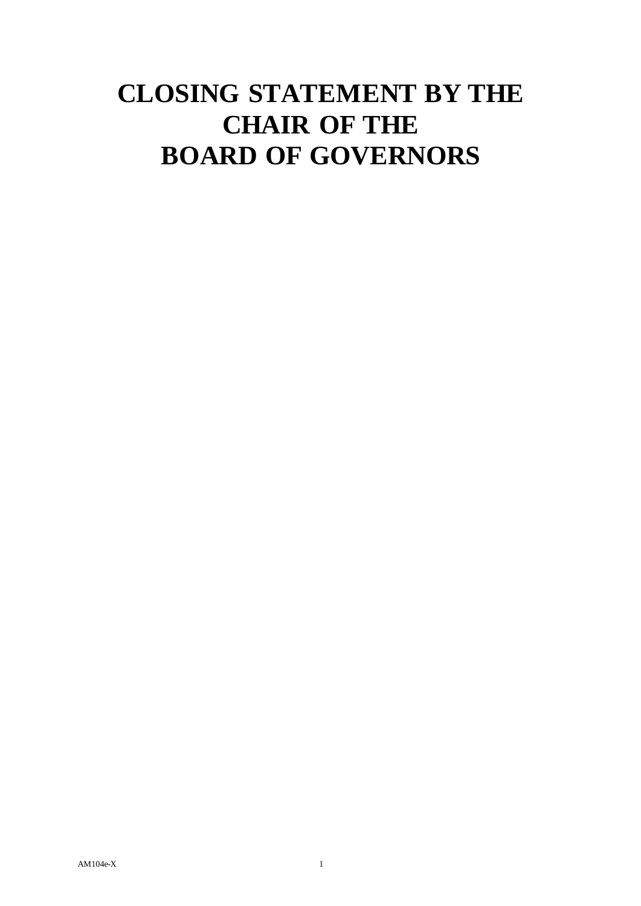# CLOSING STATEMENT BY THE CHAIR OF THE BOARD OF GOVERNORS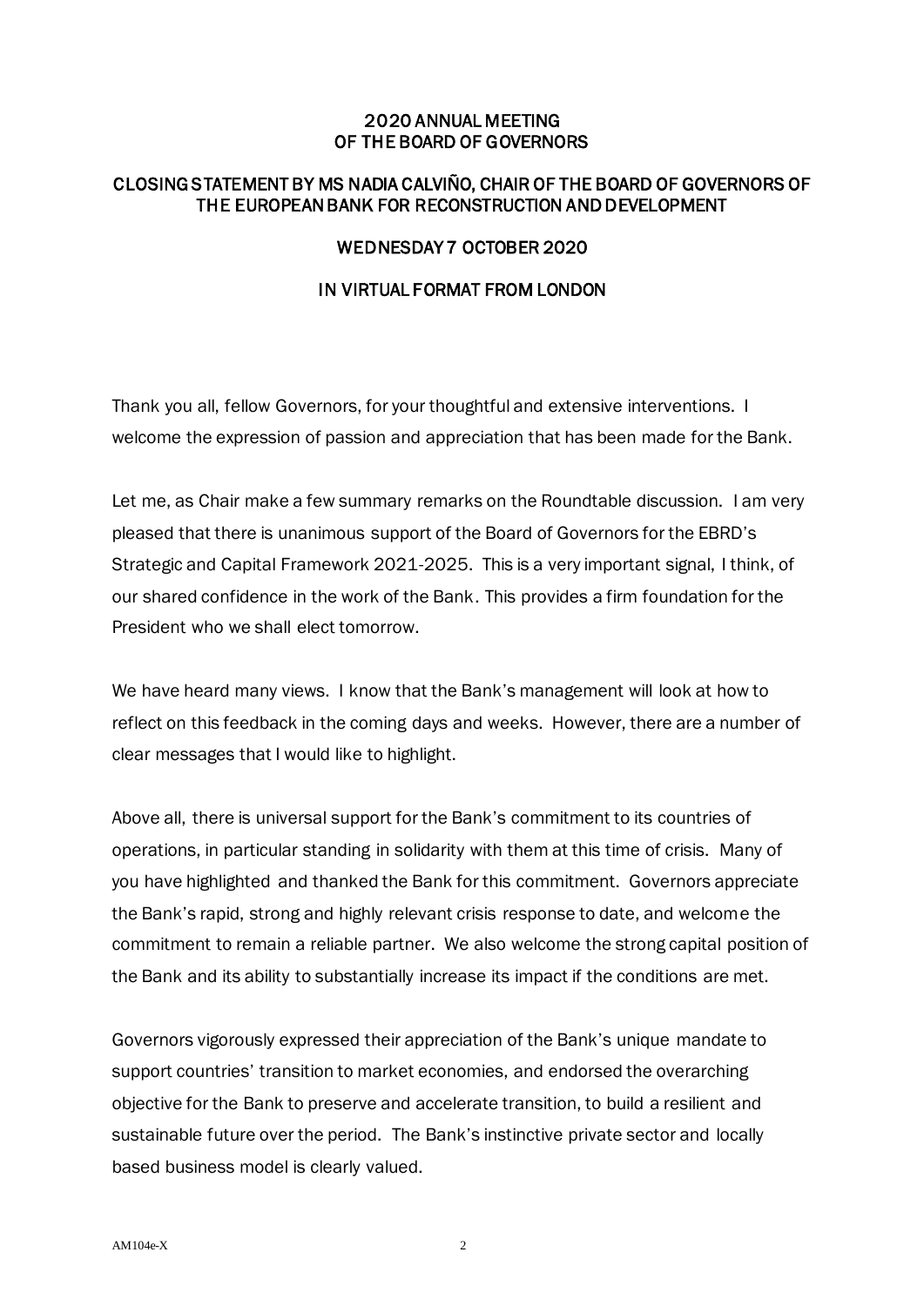# 2020 ANNUAL MEETING OF THE BOARD OF GOVERNORS

## CLOSING STATEMENT BY MS NADIA CALVIÑO, CHAIR OF THE BOARD OF GOVERNORS OF THE EUROPEAN BANK FOR RECONSTRUCTION AND DEVELOPMENT

## WEDNESDAY 7 OCTOBER 2020

## IN VIRTUAL FORMAT FROM LONDON

Thank you all, fellow Governors, for your thoughtful and extensive interventions. I welcome the expression of passion and appreciation that has been made for the Bank.

Let me, as Chair make a few summary remarks on the Roundtable discussion. I am very pleased that there is unanimous support of the Board of Governors for the EBRD's Strategic and Capital Framework 2021-2025. This is a very important signal, I think, of our shared confidence in the work of the Bank. This provides a firm foundation for the President who we shall elect tomorrow.

We have heard many views. I know that the Bank's management will look at how to reflect on this feedback in the coming days and weeks. However, there are a number of clear messages that I would like to highlight.

Above all, there is universal support for the Bank's commitment to its countries of operations, in particular standing in solidarity with them at this time of crisis. Many of you have highlighted and thanked the Bank for this commitment. Governors appreciate the Bank's rapid, strong and highly relevant crisis response to date, and welcome the commitment to remain a reliable partner. We also welcome the strong capital position of the Bank and its ability to substantially increase its impact if the conditions are met.

Governors vigorously expressed their appreciation of the Bank's unique mandate to support countries' transition to market economies, and endorsed the overarching objective for the Bank to preserve and accelerate transition, to build a resilient and sustainable future over the period. The Bank's instinctive private sector and locally based business model is clearly valued.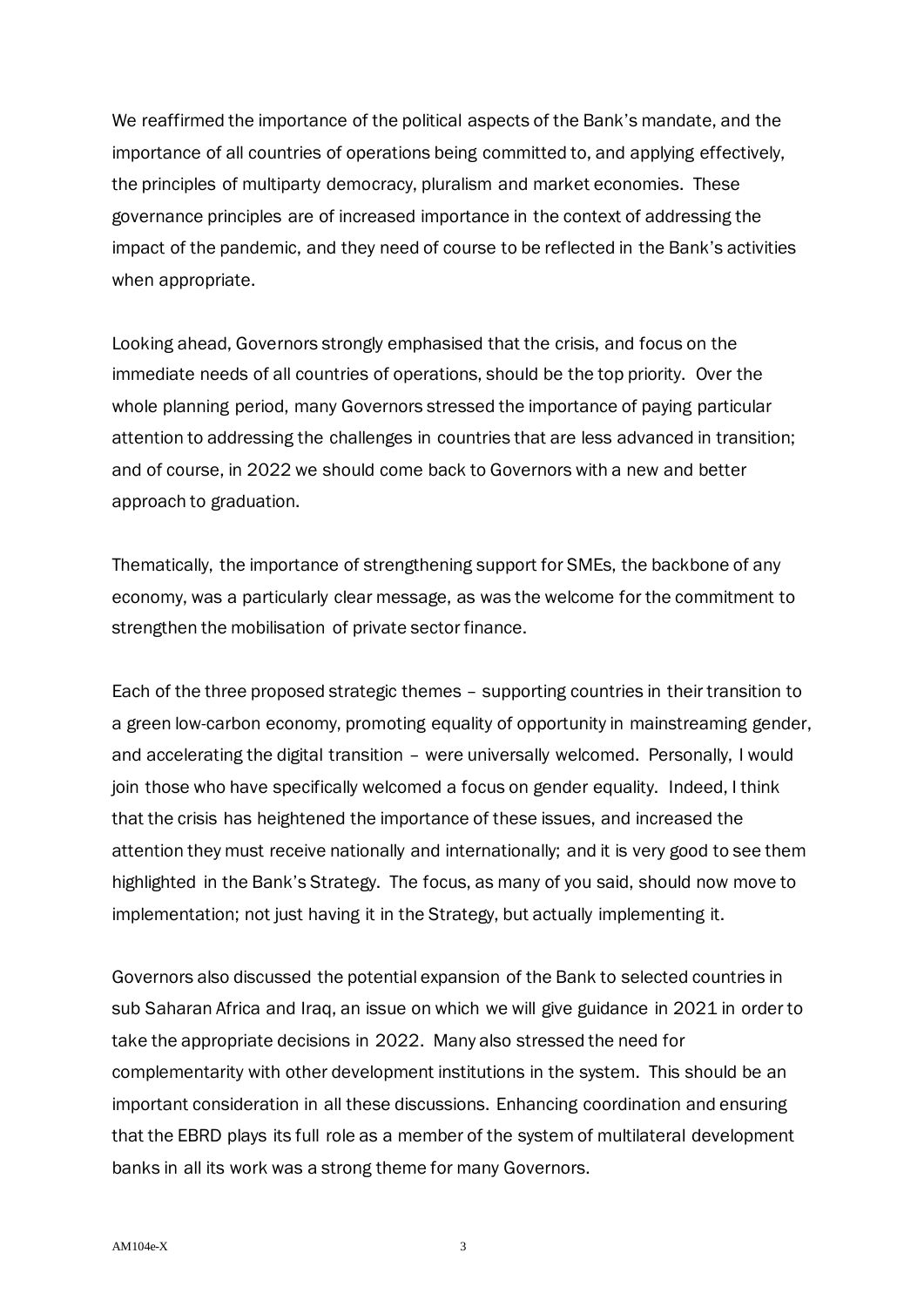We reaffirmed the importance of the political aspects of the Bank's mandate, and the importance of all countries of operations being committed to, and applying effectively, the principles of multiparty democracy, pluralism and market economies. These governance principles are of increased importance in the context of addressing the impact of the pandemic, and they need of course to be reflected in the Bank's activities when appropriate.

Looking ahead, Governors strongly emphasised that the crisis, and focus on the immediate needs of all countries of operations, should be the top priority. Over the whole planning period, many Governors stressed the importance of paying particular attention to addressing the challenges in countries that are less advanced in transition; and of course, in 2022 we should come back to Governors with a new and better approach to graduation.

Thematically, the importance of strengthening support for SMEs, the backbone of any economy, was a particularly clear message, as was the welcome for the commitment to strengthen the mobilisation of private sector finance.

Each of the three proposed strategic themes – supporting countries in their transition to a green low-carbon economy, promoting equality of opportunity in mainstreaming gender, and accelerating the digital transition – were universally welcomed. Personally, I would join those who have specifically welcomed a focus on gender equality. Indeed, I think that the crisis has heightened the importance of these issues, and increased the attention they must receive nationally and internationally; and it is very good to see them highlighted in the Bank's Strategy. The focus, as many of you said, should now move to implementation; not just having it in the Strategy, but actually implementing it.

Governors also discussed the potential expansion of the Bank to selected countries in sub Saharan Africa and Iraq, an issue on which we will give guidance in 2021 in order to take the appropriate decisions in 2022. Many also stressed the need for complementarity with other development institutions in the system. This should be an important consideration in all these discussions. Enhancing coordination and ensuring that the EBRD plays its full role as a member of the system of multilateral development banks in all its work was a strong theme for many Governors.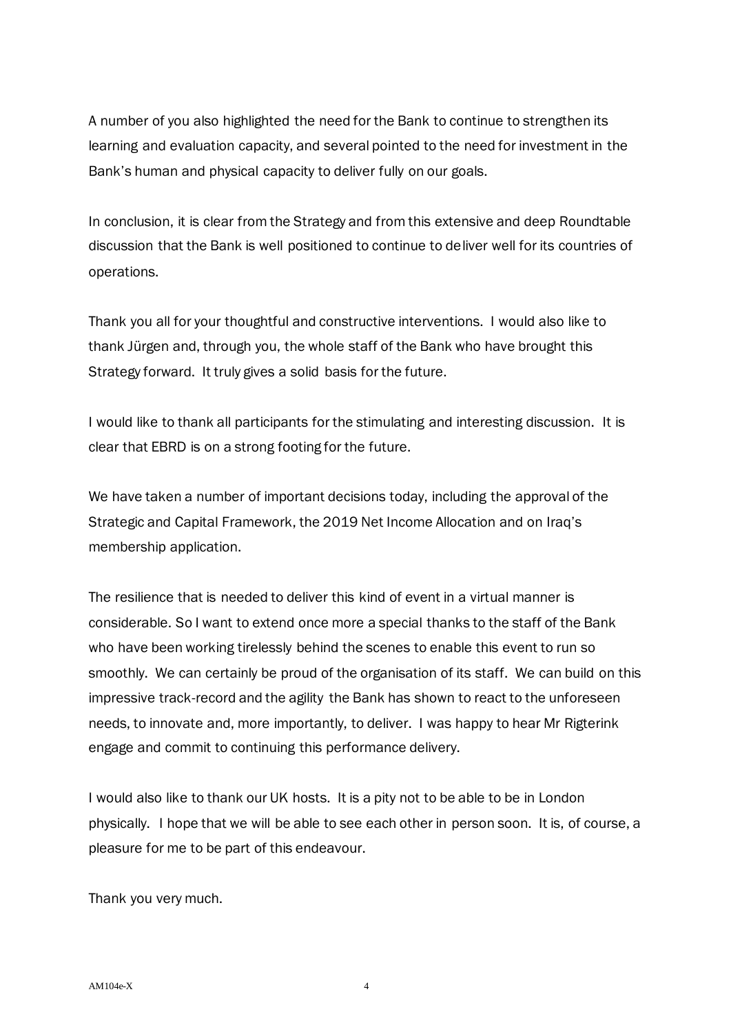A number of you also highlighted the need for the Bank to continue to strengthen its learning and evaluation capacity, and several pointed to the need for investment in the Bank's human and physical capacity to deliver fully on our goals.

In conclusion, it is clear from the Strategy and from this extensive and deep Roundtable discussion that the Bank is well positioned to continue to deliver well for its countries of operations.

Thank you all for your thoughtful and constructive interventions. I would also like to thank Jürgen and, through you, the whole staff of the Bank who have brought this Strategy forward. It truly gives a solid basis for the future.

I would like to thank all participants for the stimulating and interesting discussion. It is clear that EBRD is on a strong footing for the future.

We have taken a number of important decisions today, including the approval of the Strategic and Capital Framework, the 2019 Net Income Allocation and on Iraq's membership application.

The resilience that is needed to deliver this kind of event in a virtual manner is considerable. So I want to extend once more a special thanks to the staff of the Bank who have been working tirelessly behind the scenes to enable this event to run so smoothly. We can certainly be proud of the organisation of its staff. We can build on this impressive track-record and the agility the Bank has shown to react to the unforeseen needs, to innovate and, more importantly, to deliver. I was happy to hear Mr Rigterink engage and commit to continuing this performance delivery.

I would also like to thank our UK hosts. It is a pity not to be able to be in London physically. I hope that we will be able to see each other in person soon. It is, of course, a pleasure for me to be part of this endeavour.

Thank you very much.